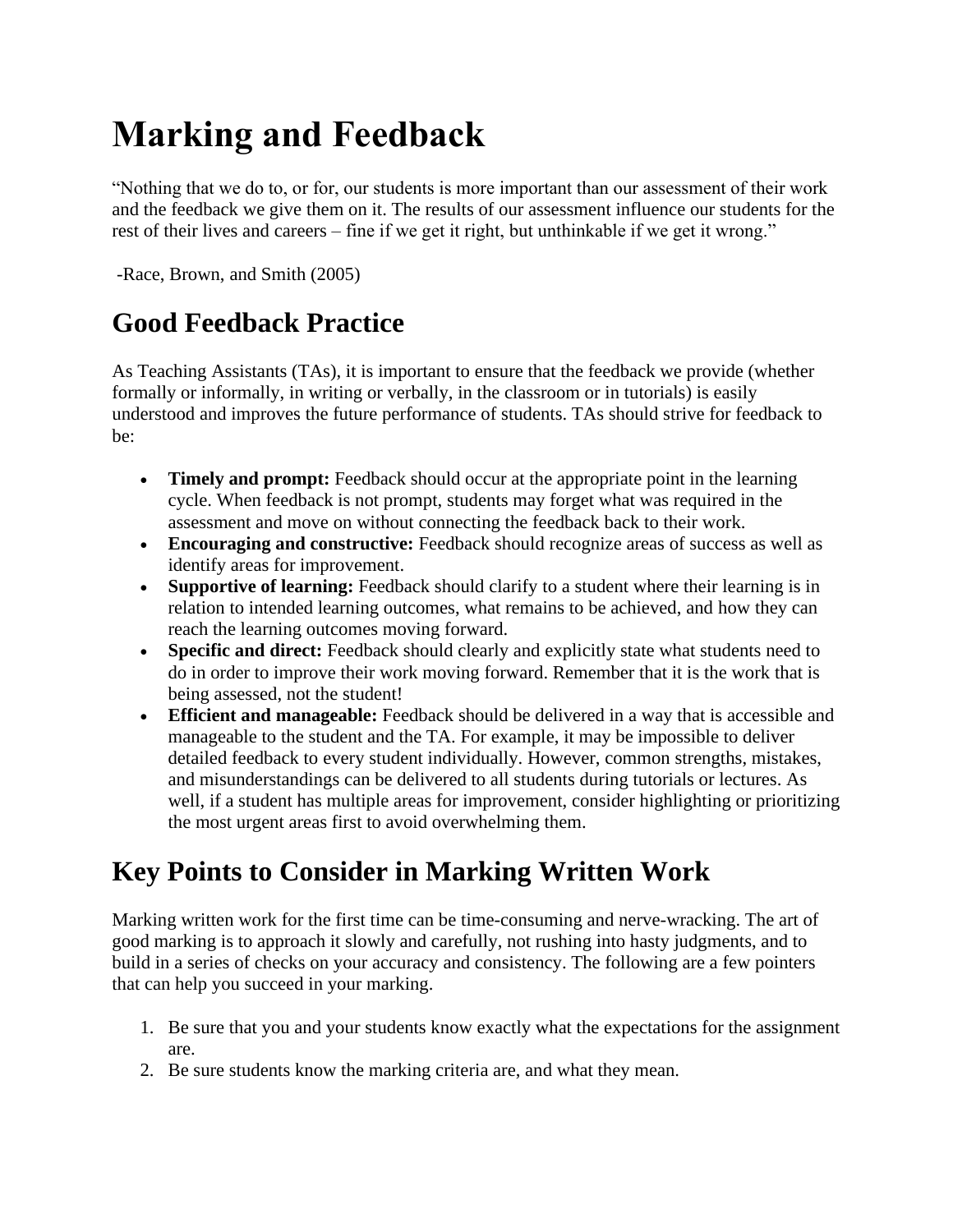# Marking and Feedback

"Nothing that we do to, or for, our students is more important than our assessment of their work and the feedback we give them on it. The results of our assessment influence our students for the rest of their lives and careers – fine if we get it right, but unthinkable if we get it wrong."

-Race, Brown, and Smith (2005)

## Good Feedback Practice

As Teaching Assistants (TAs), it is important to ensure that the feedback we provide (whether formally or informally, in writing or verbally, in the classroom or in tutorials) is easily understood and improves the future performance of students. TAs should strive for feedback to be:

- **Timely and prompt:** Feedback should occur at the appropriate point in the learning cycle. When feedback is not prompt, students may forget what was required in the assessment and move on without connecting the feedback back to their work.
- **Encouraging and constructive:** Feedback should recognize areas of success as well as identify areas for improvement.
- **Supportive of learning:** Feedback should clarify to a student where their learning is in relation to intended learning outcomes, what remains to be achieved, and how they can reach the learning outcomes moving forward.
- **Specific and direct:** Feedback should clearly and explicitly state what students need to do in order to improve their work moving forward. Remember that it is the work that is being assessed, not the student!
- **Efficient and manageable:** Feedback should be delivered in a way that is accessible and manageable to the student and the TA. For example, it may be impossible to deliver detailed feedback to every student individually. However, common strengths, mistakes, and misunderstandings can be delivered to all students during tutorials or lectures. As well, if a student has multiple areas for improvement, consider highlighting or prioritizing the most urgent areas first to avoid overwhelming them.

## Key Points to Consider in Marking Written Work

Marking written work for the first time can be time-consuming and nerve-wracking. The art of good marking is to approach it slowly and carefully, not rushing into hasty judgments, and to build in a series of checks on your accuracy and consistency. The following are a few pointers that can help you succeed in your marking.

1. Be sure that you and your students know exactly what the expectations for the assignment are.
2. Be sure students know the marking criteria are, and what they mean.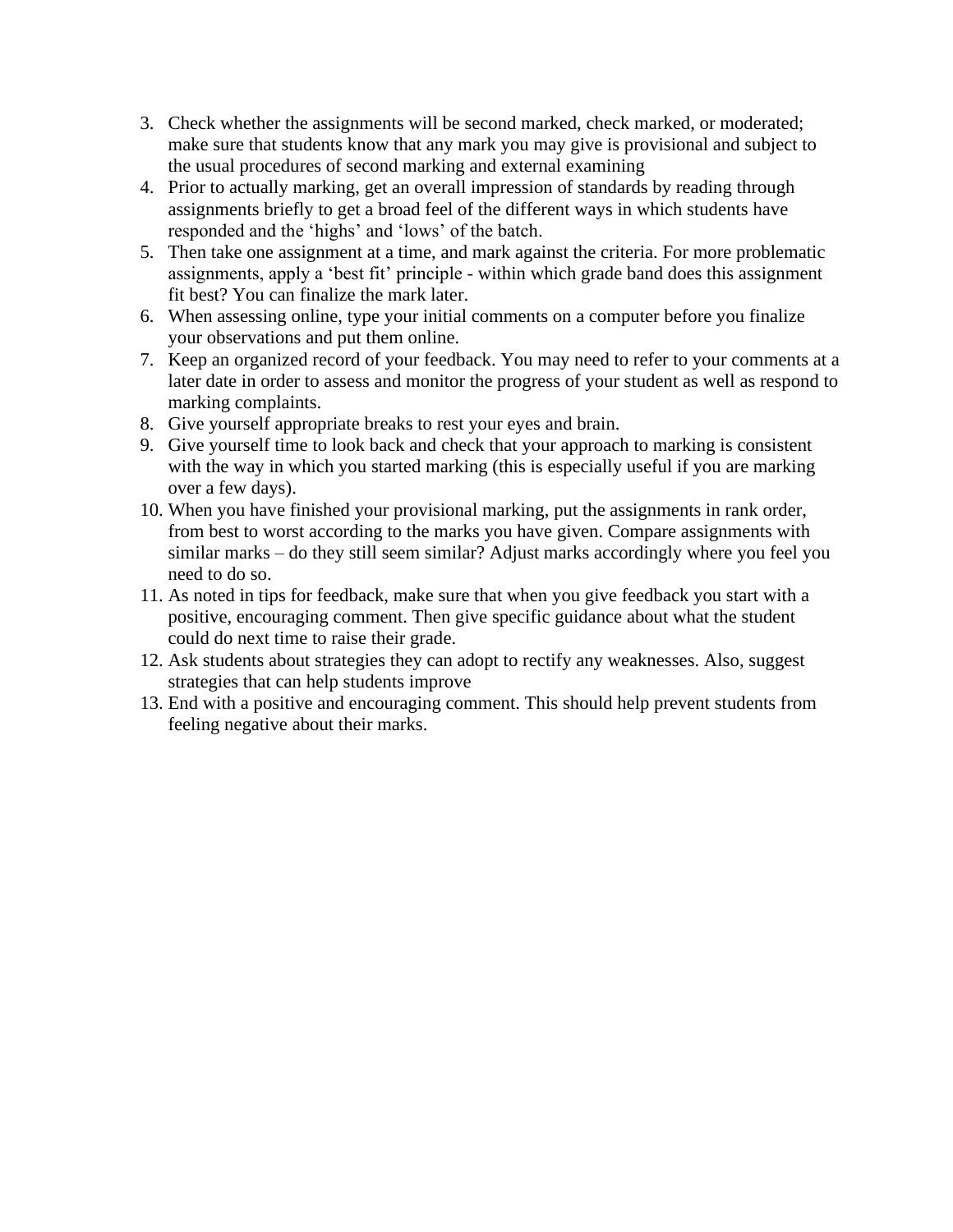3. Check whether the assignments will be second marked, check marked, or moderated; make sure that students know that any mark you may give is provisional and subject to the usual procedures of second marking and external examining
4. Prior to actually marking, get an overall impression of standards by reading through assignments briefly to get a broad feel of the different ways in which students have responded and the 'highs' and 'lows' of the batch.
5. Then take one assignment at a time, and mark against the criteria. For more problematic assignments, apply a 'best fit' principle - within which grade band does this assignment fit best? You can finalize the mark later.
6. When assessing online, type your initial comments on a computer before you finalize your observations and put them online.
7. Keep an organized record of your feedback. You may need to refer to your comments at a later date in order to assess and monitor the progress of your student as well as respond to marking complaints.
8. Give yourself appropriate breaks to rest your eyes and brain.
9. Give yourself time to look back and check that your approach to marking is consistent with the way in which you started marking (this is especially useful if you are marking over a few days).
10. When you have finished your provisional marking, put the assignments in rank order, from best to worst according to the marks you have given. Compare assignments with similar marks – do they still seem similar? Adjust marks accordingly where you feel you need to do so.
11. As noted in tips for feedback, make sure that when you give feedback you start with a positive, encouraging comment. Then give specific guidance about what the student could do next time to raise their grade.
12. Ask students about strategies they can adopt to rectify any weaknesses. Also, suggest strategies that can help students improve
13. End with a positive and encouraging comment. This should help prevent students from feeling negative about their marks.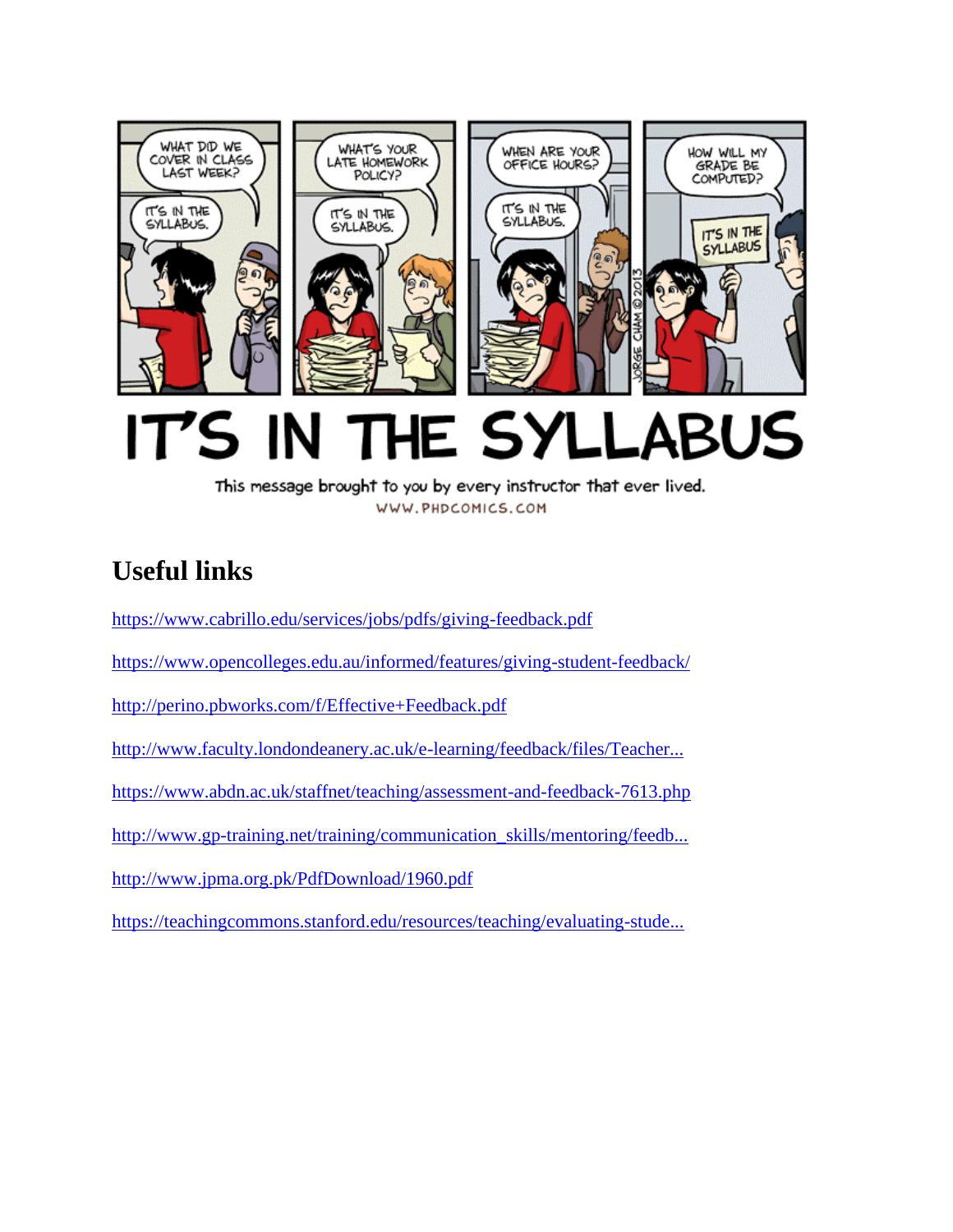## Useful links

https://www.cabrillo.edu/services/jobs/pdfs/giving-feedback.pdf

https://www.opencolleges.edu.au/informed/features/giving-student-feedback/

http://perino.pbworks.com/f/Effective+Feedback.pdf

http://www.faculty.londondeanery.ac.uk/e-learning/feedback/files/Teacher...

https://www.abdn.ac.uk/staffnet/teaching/assessment-and-feedback-7613.php

http://www.gp-training.net/training/communication_skills/mentoring/feedb...

http://www.jpma.org.pk/PdfDownload/1960.pdf

https://teachingcommons.stanford.edu/resources/teaching/evaluating-stude...